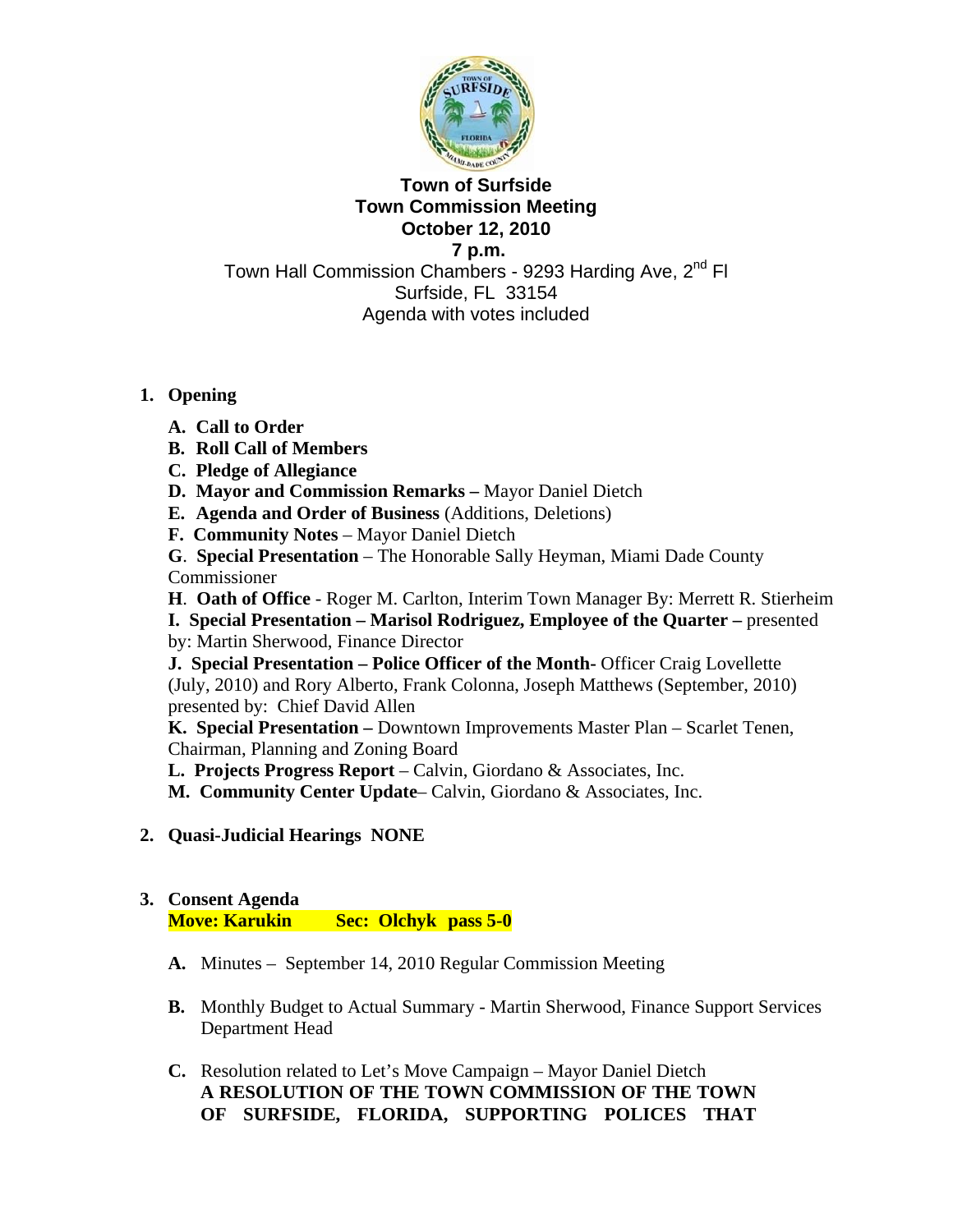# Town of Surfside
## Town Commission Meeting
## October 12, 2010
## 7 p.m.

Town Hall Commission Chambers - 9293 Harding Ave, 2nd Fl
Surfside, FL 33154
Agenda with votes included

1. **Opening**

   **A. Call to Order**
   **B. Roll Call of Members**
   **C. Pledge of Allegiance**
   **D. Mayor and Commission Remarks –** Mayor Daniel Dietch
   **E. Agenda and Order of Business** (Additions, Deletions)
   **F. Community Notes** – Mayor Daniel Dietch
   **G. Special Presentation** – The Honorable Sally Heyman, Miami Dade County Commissioner
   **H. Oath of Office** - Roger M. Carlton, Interim Town Manager By: Merrett R. Stierheim
   **I. Special Presentation – Marisol Rodriguez, Employee of the Quarter –** presented by: Martin Sherwood, Finance Director
   **J. Special Presentation – Police Officer of the Month-** Officer Craig Lovellette (July, 2010) and Rory Alberto, Frank Colonna, Joseph Matthews (September, 2010) presented by: Chief David Allen
   **K. Special Presentation –** Downtown Improvements Master Plan – Scarlet Tenen, Chairman, Planning and Zoning Board
   **L. Projects Progress Report** – Calvin, Giordano & Associates, Inc.
   **M. Community Center Update**– Calvin, Giordano & Associates, Inc.

2. **Quasi-Judicial Hearings NONE**

3. **Consent Agenda**
   **Move: Karukin Sec: Olchyk pass 5-0**

   **A.** Minutes – September 14, 2010 Regular Commission Meeting

   **B.** Monthly Budget to Actual Summary - Martin Sherwood, Finance Support Services Department Head

   **C.** Resolution related to Let's Move Campaign – Mayor Daniel Dietch
   **A RESOLUTION OF THE TOWN COMMISSION OF THE TOWN OF SURFSIDE, FLORIDA, SUPPORTING POLICES THAT**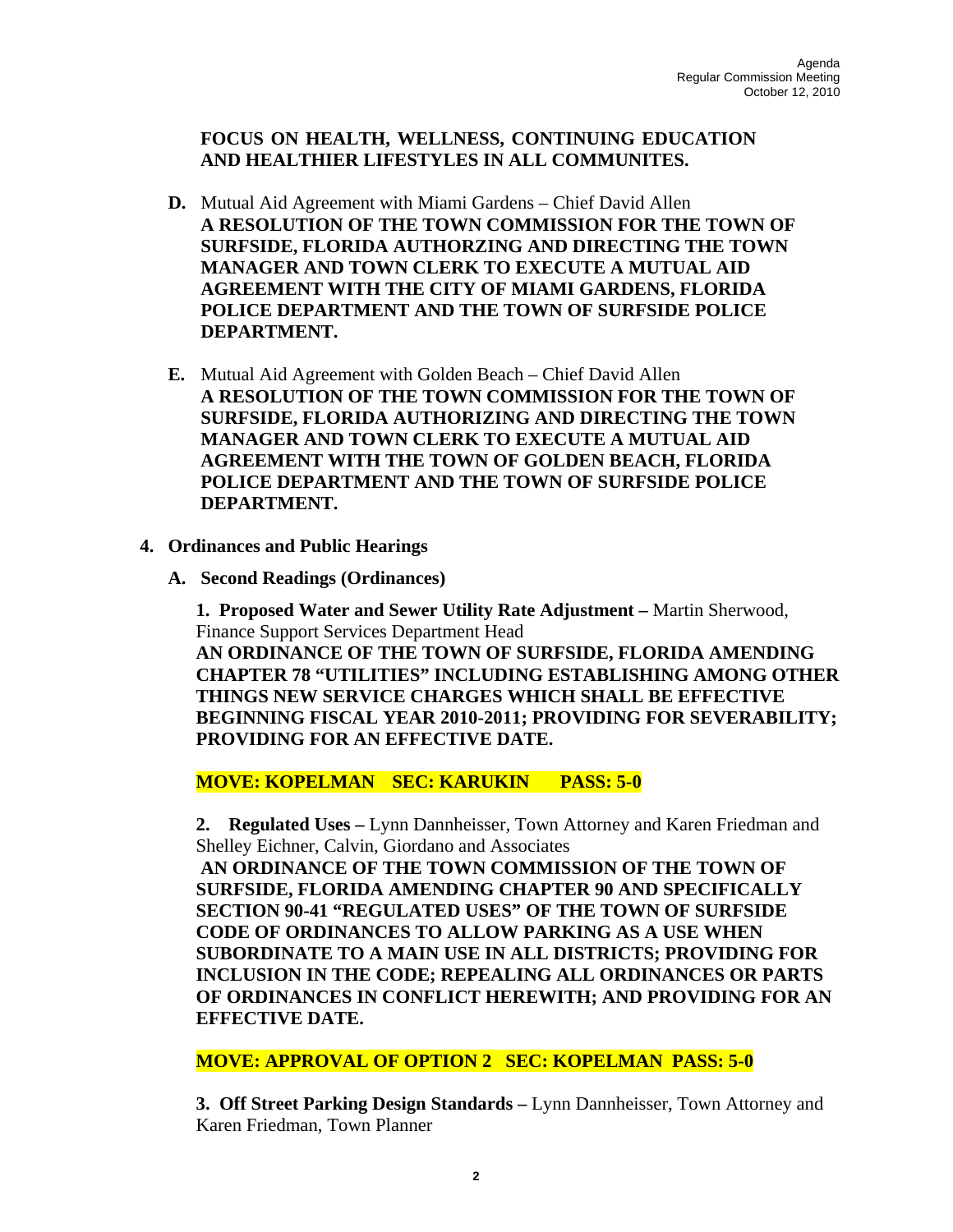**FOCUS ON HEALTH, WELLNESS, CONTINUING EDUCATION AND HEALTHIER LIFESTYLES IN ALL COMMUNITES.**

**D.** Mutual Aid Agreement with Miami Gardens – Chief David Allen
**A RESOLUTION OF THE TOWN COMMISSION FOR THE TOWN OF SURFSIDE, FLORIDA AUTHORZING AND DIRECTING THE TOWN MANAGER AND TOWN CLERK TO EXECUTE A MUTUAL AID AGREEMENT WITH THE CITY OF MIAMI GARDENS, FLORIDA POLICE DEPARTMENT AND THE TOWN OF SURFSIDE POLICE DEPARTMENT.**

**E.** Mutual Aid Agreement with Golden Beach – Chief David Allen
**A RESOLUTION OF THE TOWN COMMISSION FOR THE TOWN OF SURFSIDE, FLORIDA AUTHORIZING AND DIRECTING THE TOWN MANAGER AND TOWN CLERK TO EXECUTE A MUTUAL AID AGREEMENT WITH THE TOWN OF GOLDEN BEACH, FLORIDA POLICE DEPARTMENT AND THE TOWN OF SURFSIDE POLICE DEPARTMENT.**

## 4. Ordinances and Public Hearings

### A. Second Readings (Ordinances)

**1. Proposed Water and Sewer Utility Rate Adjustment –** Martin Sherwood, Finance Support Services Department Head
**AN ORDINANCE OF THE TOWN OF SURFSIDE, FLORIDA AMENDING CHAPTER 78 "UTILITIES" INCLUDING ESTABLISHING AMONG OTHER THINGS NEW SERVICE CHARGES WHICH SHALL BE EFFECTIVE BEGINNING FISCAL YEAR 2010-2011; PROVIDING FOR SEVERABILITY; PROVIDING FOR AN EFFECTIVE DATE.**

**MOVE: KOPELMAN SEC: KARUKIN PASS: 5-0**

**2. Regulated Uses –** Lynn Dannheisser, Town Attorney and Karen Friedman and Shelley Eichner, Calvin, Giordano and Associates
**AN ORDINANCE OF THE TOWN COMMISSION OF THE TOWN OF SURFSIDE, FLORIDA AMENDING CHAPTER 90 AND SPECIFICALLY SECTION 90-41 "REGULATED USES" OF THE TOWN OF SURFSIDE CODE OF ORDINANCES TO ALLOW PARKING AS A USE WHEN SUBORDINATE TO A MAIN USE IN ALL DISTRICTS; PROVIDING FOR INCLUSION IN THE CODE; REPEALING ALL ORDINANCES OR PARTS OF ORDINANCES IN CONFLICT HEREWITH; AND PROVIDING FOR AN EFFECTIVE DATE.**

**MOVE: APPROVAL OF OPTION 2 SEC: KOPELMAN PASS: 5-0**

**3. Off Street Parking Design Standards –** Lynn Dannheisser, Town Attorney and Karen Friedman, Town Planner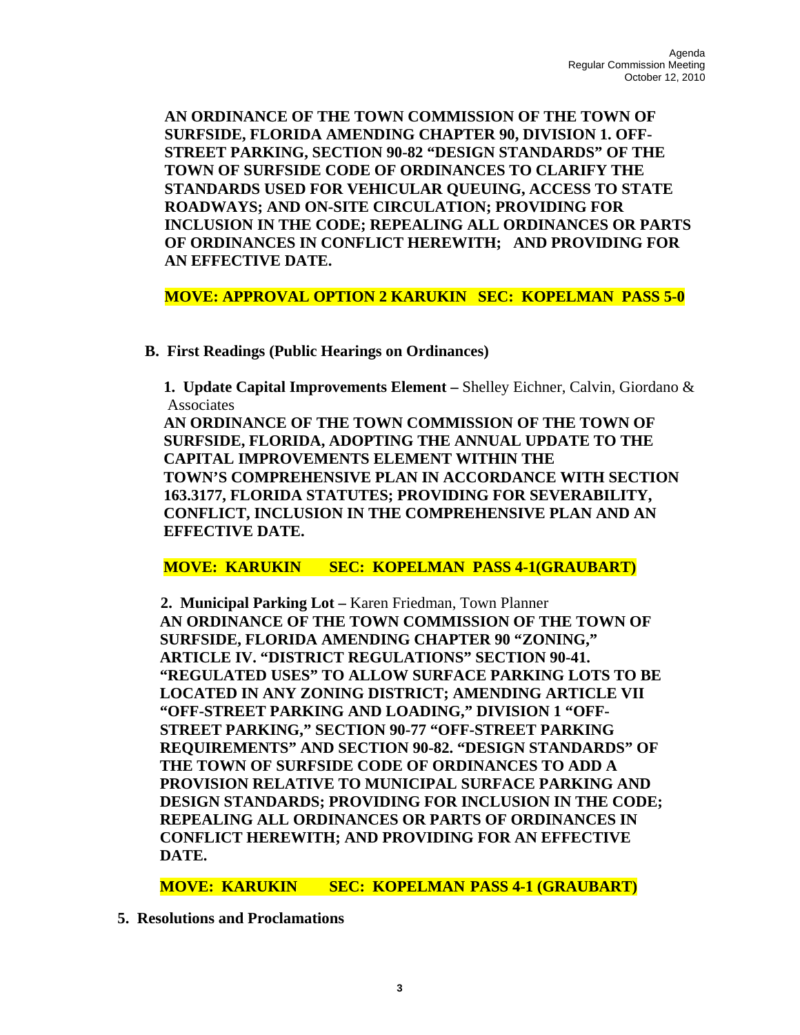**AN ORDINANCE OF THE TOWN COMMISSION OF THE TOWN OF SURFSIDE, FLORIDA AMENDING CHAPTER 90, DIVISION 1. OFF-STREET PARKING, SECTION 90-82 "DESIGN STANDARDS" OF THE TOWN OF SURFSIDE CODE OF ORDINANCES TO CLARIFY THE STANDARDS USED FOR VEHICULAR QUEUING, ACCESS TO STATE ROADWAYS; AND ON-SITE CIRCULATION; PROVIDING FOR INCLUSION IN THE CODE; REPEALING ALL ORDINANCES OR PARTS OF ORDINANCES IN CONFLICT HEREWITH; AND PROVIDING FOR AN EFFECTIVE DATE.**

**MOVE: APPROVAL OPTION 2 KARUKIN SEC: KOPELMAN PASS 5-0**

**B. First Readings (Public Hearings on Ordinances)**

**1. Update Capital Improvements Element –** Shelley Eichner, Calvin, Giordano & Associates

**AN ORDINANCE OF THE TOWN COMMISSION OF THE TOWN OF SURFSIDE, FLORIDA, ADOPTING THE ANNUAL UPDATE TO THE CAPITAL IMPROVEMENTS ELEMENT WITHIN THE TOWN'S COMPREHENSIVE PLAN IN ACCORDANCE WITH SECTION 163.3177, FLORIDA STATUTES; PROVIDING FOR SEVERABILITY, CONFLICT, INCLUSION IN THE COMPREHENSIVE PLAN AND AN EFFECTIVE DATE.**

**MOVE: KARUKIN SEC: KOPELMAN PASS 4-1(GRAUBART)**

**2. Municipal Parking Lot –** Karen Friedman, Town Planner

**AN ORDINANCE OF THE TOWN COMMISSION OF THE TOWN OF SURFSIDE, FLORIDA AMENDING CHAPTER 90 "ZONING," ARTICLE IV. "DISTRICT REGULATIONS" SECTION 90-41. "REGULATED USES" TO ALLOW SURFACE PARKING LOTS TO BE LOCATED IN ANY ZONING DISTRICT; AMENDING ARTICLE VII "OFF-STREET PARKING AND LOADING," DIVISION 1 "OFF-STREET PARKING," SECTION 90-77 "OFF-STREET PARKING REQUIREMENTS" AND SECTION 90-82. "DESIGN STANDARDS" OF THE TOWN OF SURFSIDE CODE OF ORDINANCES TO ADD A PROVISION RELATIVE TO MUNICIPAL SURFACE PARKING AND DESIGN STANDARDS; PROVIDING FOR INCLUSION IN THE CODE; REPEALING ALL ORDINANCES OR PARTS OF ORDINANCES IN CONFLICT HEREWITH; AND PROVIDING FOR AN EFFECTIVE DATE.**

**MOVE: KARUKIN SEC: KOPELMAN PASS 4-1 (GRAUBART)**

**5. Resolutions and Proclamations**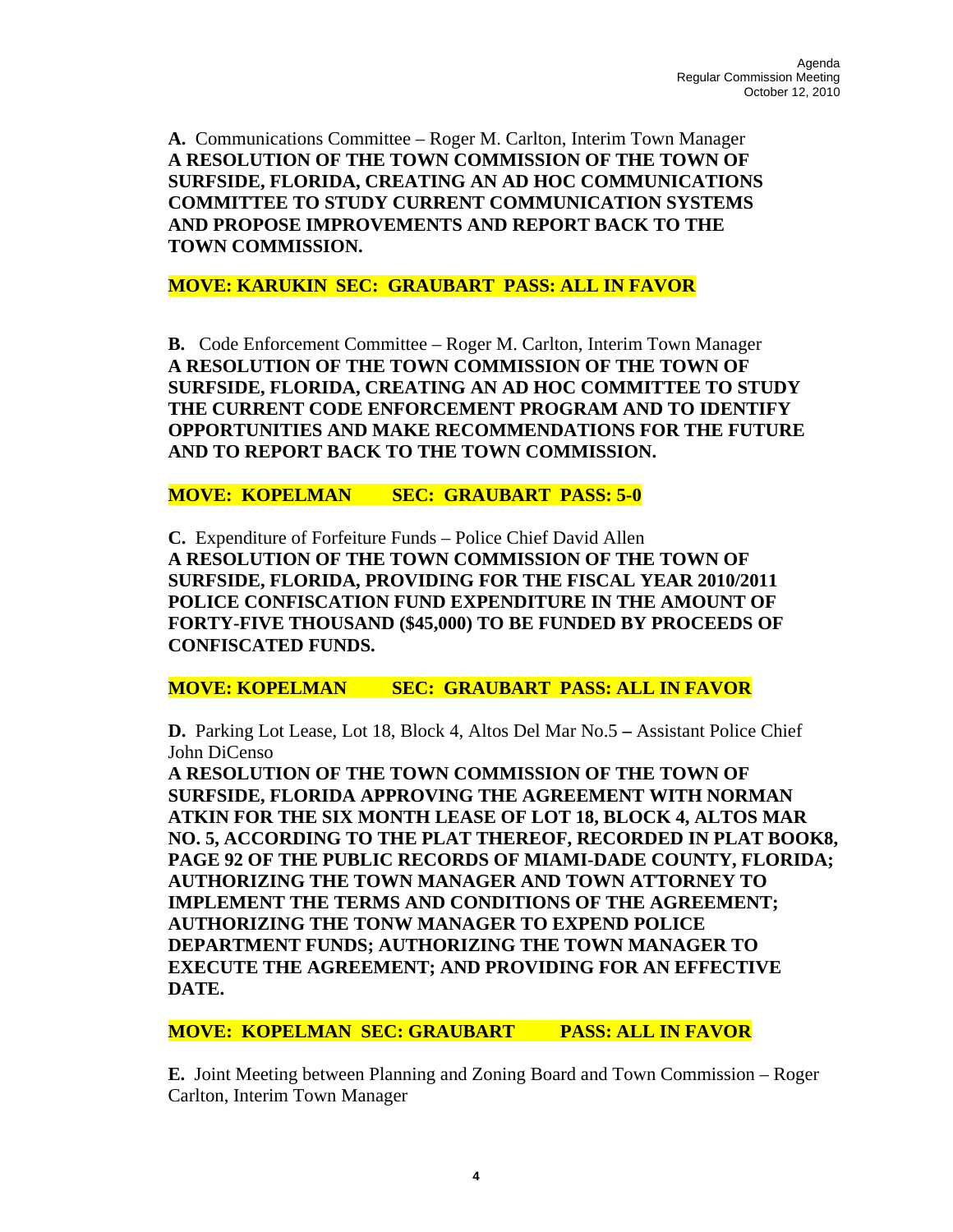**A.** Communications Committee – Roger M. Carlton, Interim Town Manager
**A RESOLUTION OF THE TOWN COMMISSION OF THE TOWN OF SURFSIDE, FLORIDA, CREATING AN AD HOC COMMUNICATIONS COMMITTEE TO STUDY CURRENT COMMUNICATION SYSTEMS AND PROPOSE IMPROVEMENTS AND REPORT BACK TO THE TOWN COMMISSION.**

**MOVE: KARUKIN SEC: GRAUBART PASS: ALL IN FAVOR**

**B.** Code Enforcement Committee – Roger M. Carlton, Interim Town Manager
**A RESOLUTION OF THE TOWN COMMISSION OF THE TOWN OF SURFSIDE, FLORIDA, CREATING AN AD HOC COMMITTEE TO STUDY THE CURRENT CODE ENFORCEMENT PROGRAM AND TO IDENTIFY OPPORTUNITIES AND MAKE RECOMMENDATIONS FOR THE FUTURE AND TO REPORT BACK TO THE TOWN COMMISSION.**

**MOVE: KOPELMAN SEC: GRAUBART PASS: 5-0**

**C.** Expenditure of Forfeiture Funds – Police Chief David Allen
**A RESOLUTION OF THE TOWN COMMISSION OF THE TOWN OF SURFSIDE, FLORIDA, PROVIDING FOR THE FISCAL YEAR 2010/2011 POLICE CONFISCATION FUND EXPENDITURE IN THE AMOUNT OF FORTY-FIVE THOUSAND ($45,000) TO BE FUNDED BY PROCEEDS OF CONFISCATED FUNDS.**

**MOVE: KOPELMAN SEC: GRAUBART PASS: ALL IN FAVOR**

**D.** Parking Lot Lease, Lot 18, Block 4, Altos Del Mar No.5 **–** Assistant Police Chief John DiCenso
**A RESOLUTION OF THE TOWN COMMISSION OF THE TOWN OF SURFSIDE, FLORIDA APPROVING THE AGREEMENT WITH NORMAN ATKIN FOR THE SIX MONTH LEASE OF LOT 18, BLOCK 4, ALTOS MAR NO. 5, ACCORDING TO THE PLAT THEREOF, RECORDED IN PLAT BOOK8, PAGE 92 OF THE PUBLIC RECORDS OF MIAMI-DADE COUNTY, FLORIDA; AUTHORIZING THE TOWN MANAGER AND TOWN ATTORNEY TO IMPLEMENT THE TERMS AND CONDITIONS OF THE AGREEMENT; AUTHORIZING THE TONW MANAGER TO EXPEND POLICE DEPARTMENT FUNDS; AUTHORIZING THE TOWN MANAGER TO EXECUTE THE AGREEMENT; AND PROVIDING FOR AN EFFECTIVE DATE.**

**MOVE: KOPELMAN SEC: GRAUBART PASS: ALL IN FAVOR**

**E.** Joint Meeting between Planning and Zoning Board and Town Commission – Roger Carlton, Interim Town Manager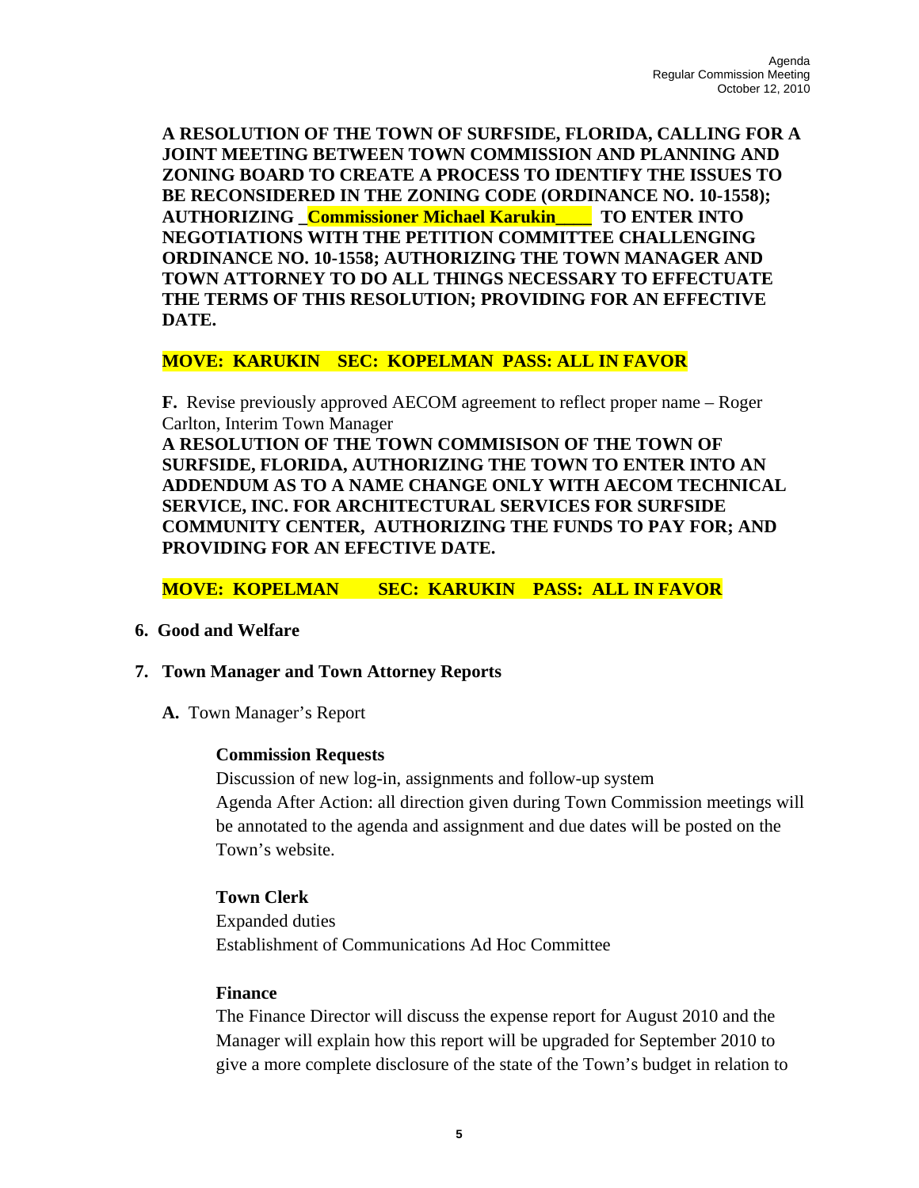**A RESOLUTION OF THE TOWN OF SURFSIDE, FLORIDA, CALLING FOR A JOINT MEETING BETWEEN TOWN COMMISSION AND PLANNING AND ZONING BOARD TO CREATE A PROCESS TO IDENTIFY THE ISSUES TO BE RECONSIDERED IN THE ZONING CODE (ORDINANCE NO. 10-1558); AUTHORIZING _Commissioner Michael Karukin____ TO ENTER INTO NEGOTIATIONS WITH THE PETITION COMMITTEE CHALLENGING ORDINANCE NO. 10-1558; AUTHORIZING THE TOWN MANAGER AND TOWN ATTORNEY TO DO ALL THINGS NECESSARY TO EFFECTUATE THE TERMS OF THIS RESOLUTION; PROVIDING FOR AN EFFECTIVE DATE.**

**MOVE: KARUKIN SEC: KOPELMAN PASS: ALL IN FAVOR**

**F.** Revise previously approved AECOM agreement to reflect proper name – Roger Carlton, Interim Town Manager
**A RESOLUTION OF THE TOWN COMMISISON OF THE TOWN OF SURFSIDE, FLORIDA, AUTHORIZING THE TOWN TO ENTER INTO AN ADDENDUM AS TO A NAME CHANGE ONLY WITH AECOM TECHNICAL SERVICE, INC. FOR ARCHITECTURAL SERVICES FOR SURFSIDE COMMUNITY CENTER, AUTHORIZING THE FUNDS TO PAY FOR; AND PROVIDING FOR AN EFECTIVE DATE.**

**MOVE: KOPELMAN SEC: KARUKIN PASS: ALL IN FAVOR**

## 6. Good and Welfare

## 7. Town Manager and Town Attorney Reports

**A.** Town Manager's Report

**Commission Requests**
Discussion of new log-in, assignments and follow-up system
Agenda After Action: all direction given during Town Commission meetings will be annotated to the agenda and assignment and due dates will be posted on the Town's website.

**Town Clerk**
Expanded duties
Establishment of Communications Ad Hoc Committee

**Finance**
The Finance Director will discuss the expense report for August 2010 and the Manager will explain how this report will be upgraded for September 2010 to give a more complete disclosure of the state of the Town's budget in relation to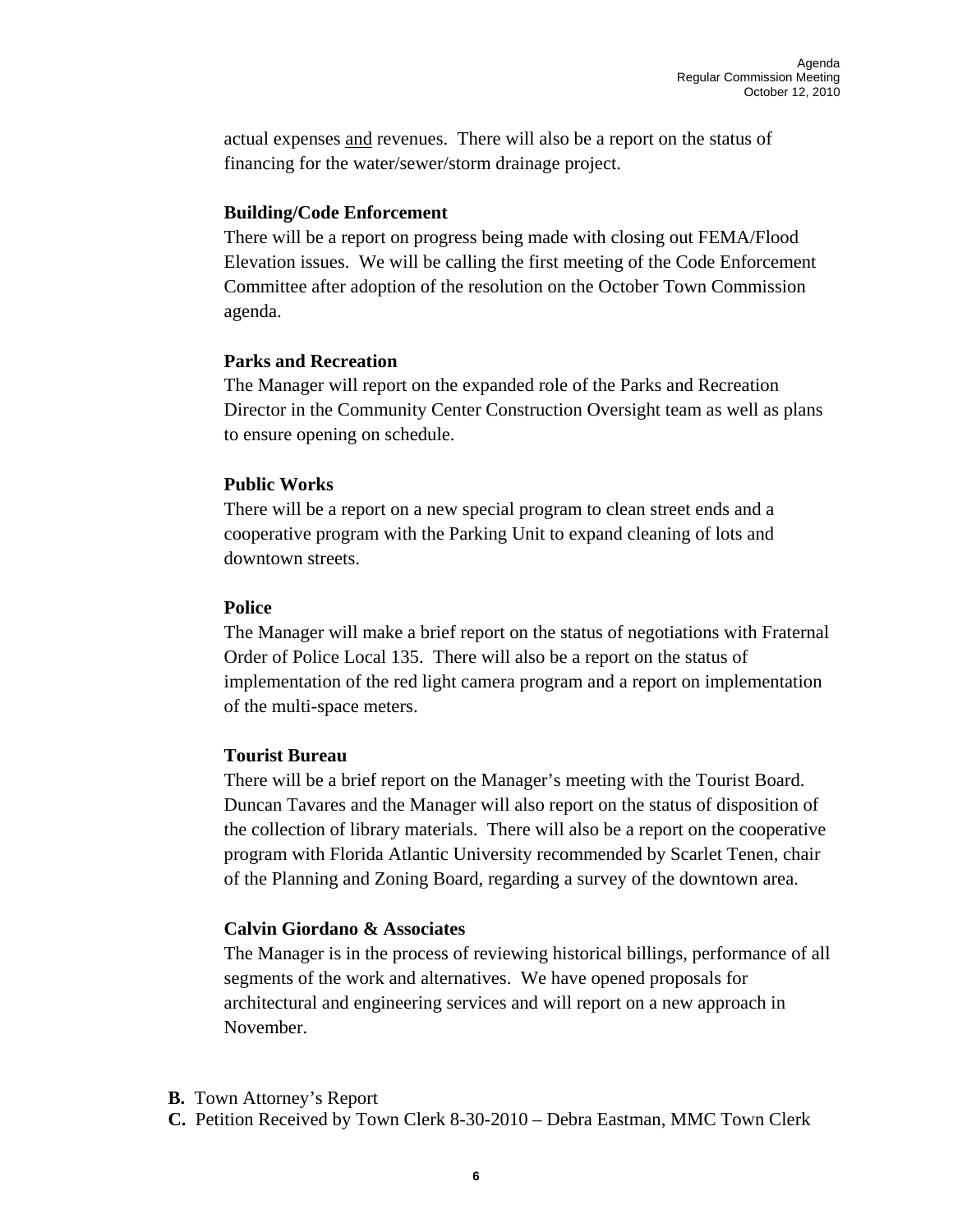actual expenses and revenues. There will also be a report on the status of financing for the water/sewer/storm drainage project.

**Building/Code Enforcement**
There will be a report on progress being made with closing out FEMA/Flood Elevation issues. We will be calling the first meeting of the Code Enforcement Committee after adoption of the resolution on the October Town Commission agenda.

**Parks and Recreation**
The Manager will report on the expanded role of the Parks and Recreation Director in the Community Center Construction Oversight team as well as plans to ensure opening on schedule.

**Public Works**
There will be a report on a new special program to clean street ends and a cooperative program with the Parking Unit to expand cleaning of lots and downtown streets.

**Police**
The Manager will make a brief report on the status of negotiations with Fraternal Order of Police Local 135. There will also be a report on the status of implementation of the red light camera program and a report on implementation of the multi-space meters.

**Tourist Bureau**
There will be a brief report on the Manager's meeting with the Tourist Board. Duncan Tavares and the Manager will also report on the status of disposition of the collection of library materials. There will also be a report on the cooperative program with Florida Atlantic University recommended by Scarlet Tenen, chair of the Planning and Zoning Board, regarding a survey of the downtown area.

**Calvin Giordano & Associates**
The Manager is in the process of reviewing historical billings, performance of all segments of the work and alternatives. We have opened proposals for architectural and engineering services and will report on a new approach in November.

**B.** Town Attorney's Report

**C.** Petition Received by Town Clerk 8-30-2010 – Debra Eastman, MMC Town Clerk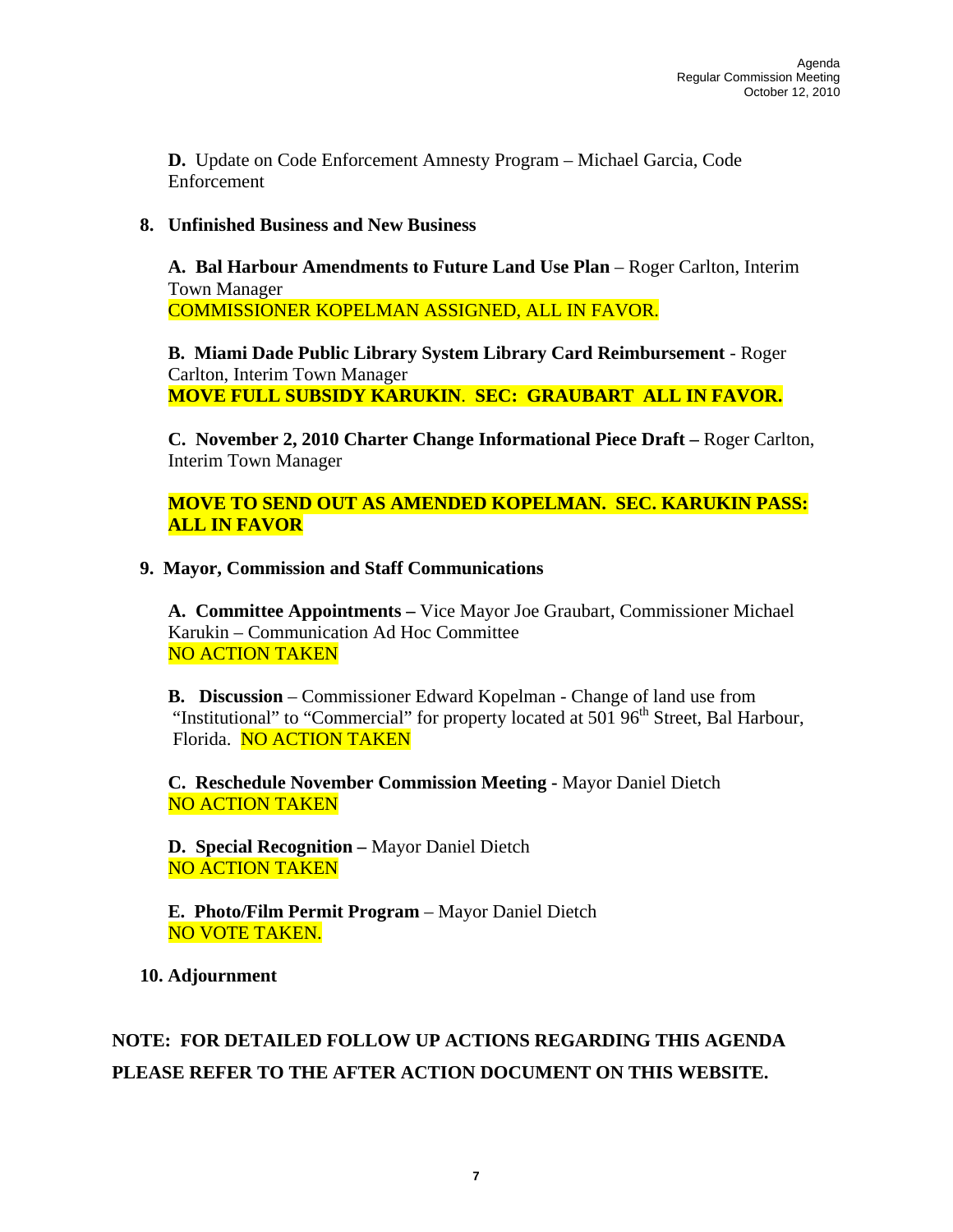**D.** Update on Code Enforcement Amnesty Program – Michael Garcia, Code Enforcement

**8. Unfinished Business and New Business**

**A. Bal Harbour Amendments to Future Land Use Plan** – Roger Carlton, Interim Town Manager
COMMISSIONER KOPELMAN ASSIGNED, ALL IN FAVOR.

**B. Miami Dade Public Library System Library Card Reimbursement** - Roger Carlton, Interim Town Manager
**MOVE FULL SUBSIDY KARUKIN. SEC: GRAUBART ALL IN FAVOR.**

**C. November 2, 2010 Charter Change Informational Piece Draft –** Roger Carlton, Interim Town Manager

**MOVE TO SEND OUT AS AMENDED KOPELMAN. SEC. KARUKIN PASS: ALL IN FAVOR**

**9. Mayor, Commission and Staff Communications**

**A. Committee Appointments –** Vice Mayor Joe Graubart, Commissioner Michael Karukin – Communication Ad Hoc Committee
NO ACTION TAKEN

**B. Discussion** – Commissioner Edward Kopelman - Change of land use from "Institutional" to "Commercial" for property located at 501 96th Street, Bal Harbour, Florida. NO ACTION TAKEN

**C. Reschedule November Commission Meeting** - Mayor Daniel Dietch
NO ACTION TAKEN

**D. Special Recognition –** Mayor Daniel Dietch
NO ACTION TAKEN

**E. Photo/Film Permit Program** – Mayor Daniel Dietch
NO VOTE TAKEN.

**10. Adjournment**

**NOTE: FOR DETAILED FOLLOW UP ACTIONS REGARDING THIS AGENDA PLEASE REFER TO THE AFTER ACTION DOCUMENT ON THIS WEBSITE.**